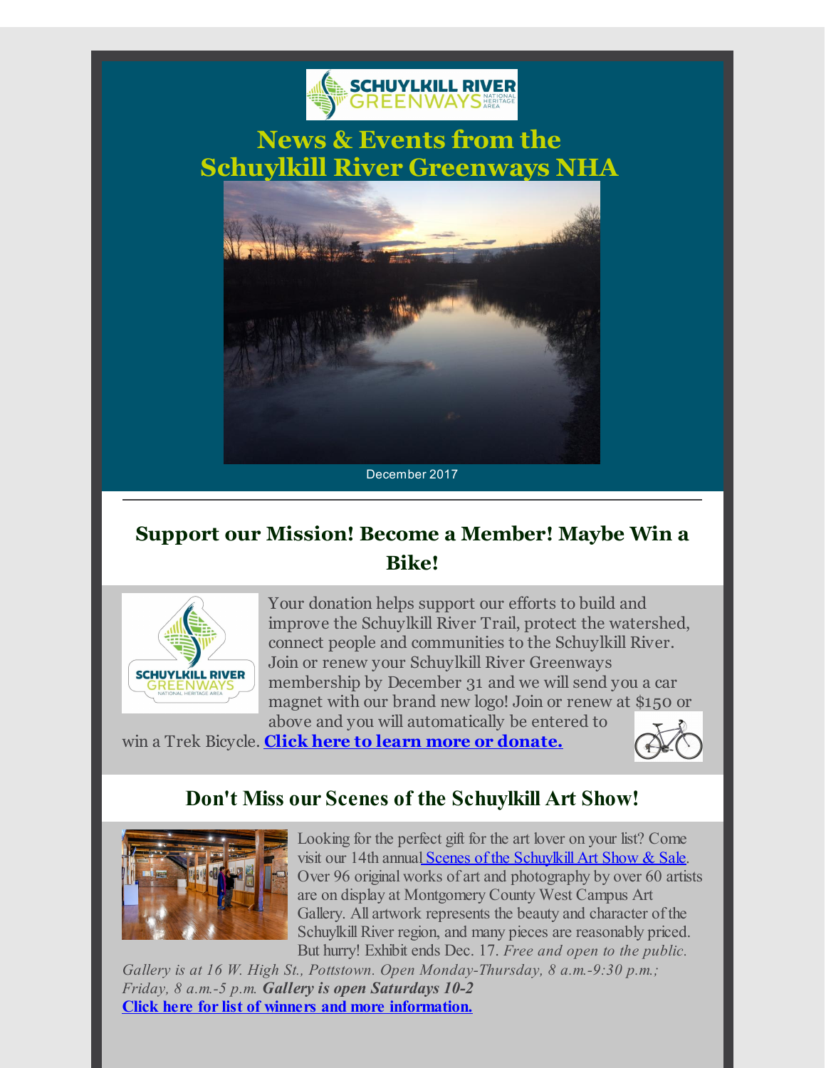# News & Events from the Schuylkill River Greenways NHA

December 2017

---

## Support our Mission! Become a Member! Maybe Win a Bike!

Your donation helps support our efforts to build and improve the Schuylkill River Trail, protect the watershed, connect people and communities to the Schuylkill River. Join or renew your Schuylkill River Greenways membership by December 31 and we will send you a car magnet with our brand new logo! Join or renew at $150 or above and you will automatically be entered to win a Trek Bicycle. **Click here to learn more or donate.**

## Don't Miss our Scenes of the Schuylkill Art Show!

Looking for the perfect gift for the art lover on your list? Come visit our 14th annual Scenes of the Schuylkill Art Show & Sale. Over 96 original works of art and photography by over 60 artists are on display at Montgomery County West Campus Art Gallery. All artwork represents the beauty and character of the Schuylkill River region, and many pieces are reasonably priced. But hurry! Exhibit ends Dec. 17. *Free and open to the public. Gallery is at 16 W. High St., Pottstown. Open Monday-Thursday, 8 a.m.-9:30 p.m.; Friday, 8 a.m.-5 p.m.* ***Gallery is open Saturdays 10-2***

**Click here for list of winners and more information.**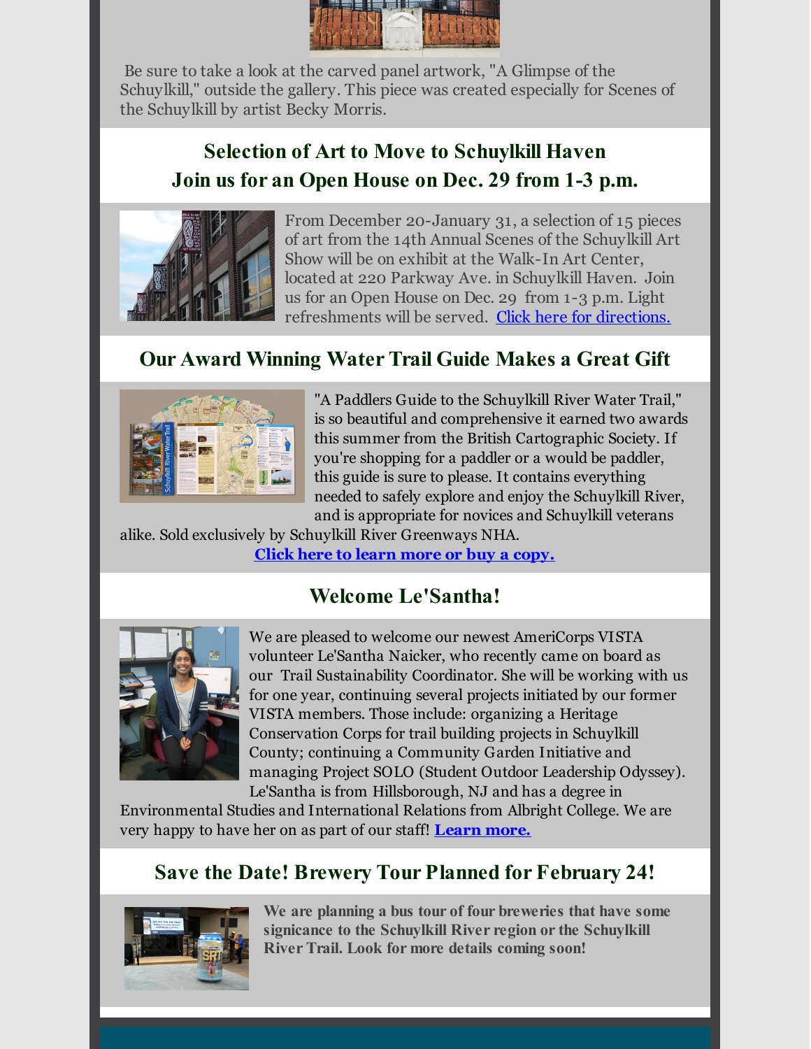Be sure to take a look at the carved panel artwork, "A Glimpse of the Schuylkill," outside the gallery. This piece was created especially for Scenes of the Schuylkill by artist Becky Morris.

## Selection of Art to Move to Schuylkill Haven
## Join us for an Open House on Dec. 29 from 1-3 p.m.

From December 20-January 31, a selection of 15 pieces of art from the 14th Annual Scenes of the Schuylkill Art Show will be on exhibit at the Walk-In Art Center, located at 220 Parkway Ave. in Schuylkill Haven. Join us for an Open House on Dec. 29 from 1-3 p.m. Light refreshments will be served. Click here for directions.

## Our Award Winning Water Trail Guide Makes a Great Gift

"A Paddlers Guide to the Schuylkill River Water Trail," is so beautiful and comprehensive it earned two awards this summer from the British Cartographic Society. If you're shopping for a paddler or a would be paddler, this guide is sure to please. It contains everything needed to safely explore and enjoy the Schuylkill River, and is appropriate for novices and Schuylkill veterans alike. Sold exclusively by Schuylkill River Greenways NHA.

**Click here to learn more or buy a copy.**

## Welcome Le'Santha!

We are pleased to welcome our newest AmeriCorps VISTA volunteer Le'Santha Naicker, who recently came on board as our Trail Sustainability Coordinator. She will be working with us for one year, continuing several projects initiated by our former VISTA members. Those include: organizing a Heritage Conservation Corps for trail building projects in Schuylkill County; continuing a Community Garden Initiative and managing Project SOLO (Student Outdoor Leadership Odyssey). Le'Santha is from Hillsborough, NJ and has a degree in Environmental Studies and International Relations from Albright College. We are very happy to have her on as part of our staff! **Learn more.**

## Save the Date! Brewery Tour Planned for February 24!

**We are planning a bus tour of four breweries that have some signicance to the Schuylkill River region or the Schuylkill River Trail. Look for more details coming soon!**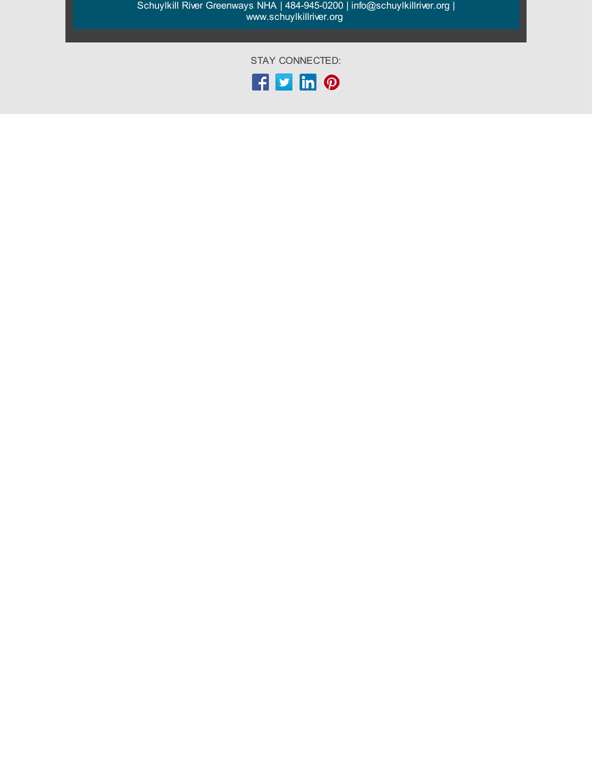Schuylkill River Greenways NHA | 484-945-0200 | info@schuylkillriver.org | www.schuylkillriver.org

STAY CONNECTED: